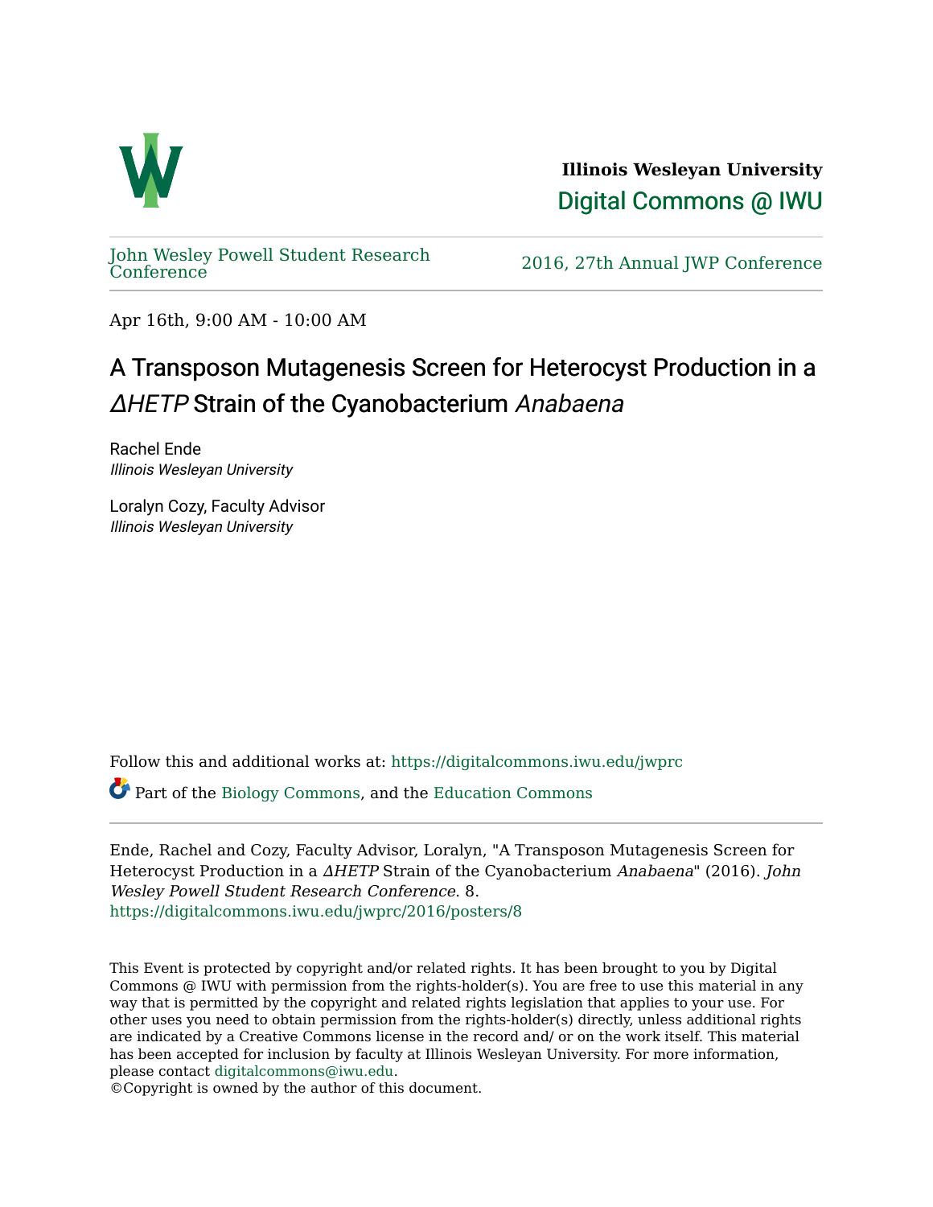**Illinois Wesleyan University**

Digital Commons @ IWU

John Wesley Powell Student Research Conference

2016, 27th Annual JWP Conference

Apr 16th, 9:00 AM - 10:00 AM

# A Transposon Mutagenesis Screen for Heterocyst Production in a *ΔHETP* Strain of the Cyanobacterium *Anabaena*

Rachel Ende
*Illinois Wesleyan University*

Loralyn Cozy, Faculty Advisor
*Illinois Wesleyan University*

Follow this and additional works at: https://digitalcommons.iwu.edu/jwprc

Part of the Biology Commons, and the Education Commons

Ende, Rachel and Cozy, Faculty Advisor, Loralyn, "A Transposon Mutagenesis Screen for Heterocyst Production in a *ΔHETP* Strain of the Cyanobacterium *Anabaena*" (2016). *John Wesley Powell Student Research Conference*. 8.
https://digitalcommons.iwu.edu/jwprc/2016/posters/8

This Event is protected by copyright and/or related rights. It has been brought to you by Digital Commons @ IWU with permission from the rights-holder(s). You are free to use this material in any way that is permitted by the copyright and related rights legislation that applies to your use. For other uses you need to obtain permission from the rights-holder(s) directly, unless additional rights are indicated by a Creative Commons license in the record and/ or on the work itself. This material has been accepted for inclusion by faculty at Illinois Wesleyan University. For more information, please contact digitalcommons@iwu.edu.
©Copyright is owned by the author of this document.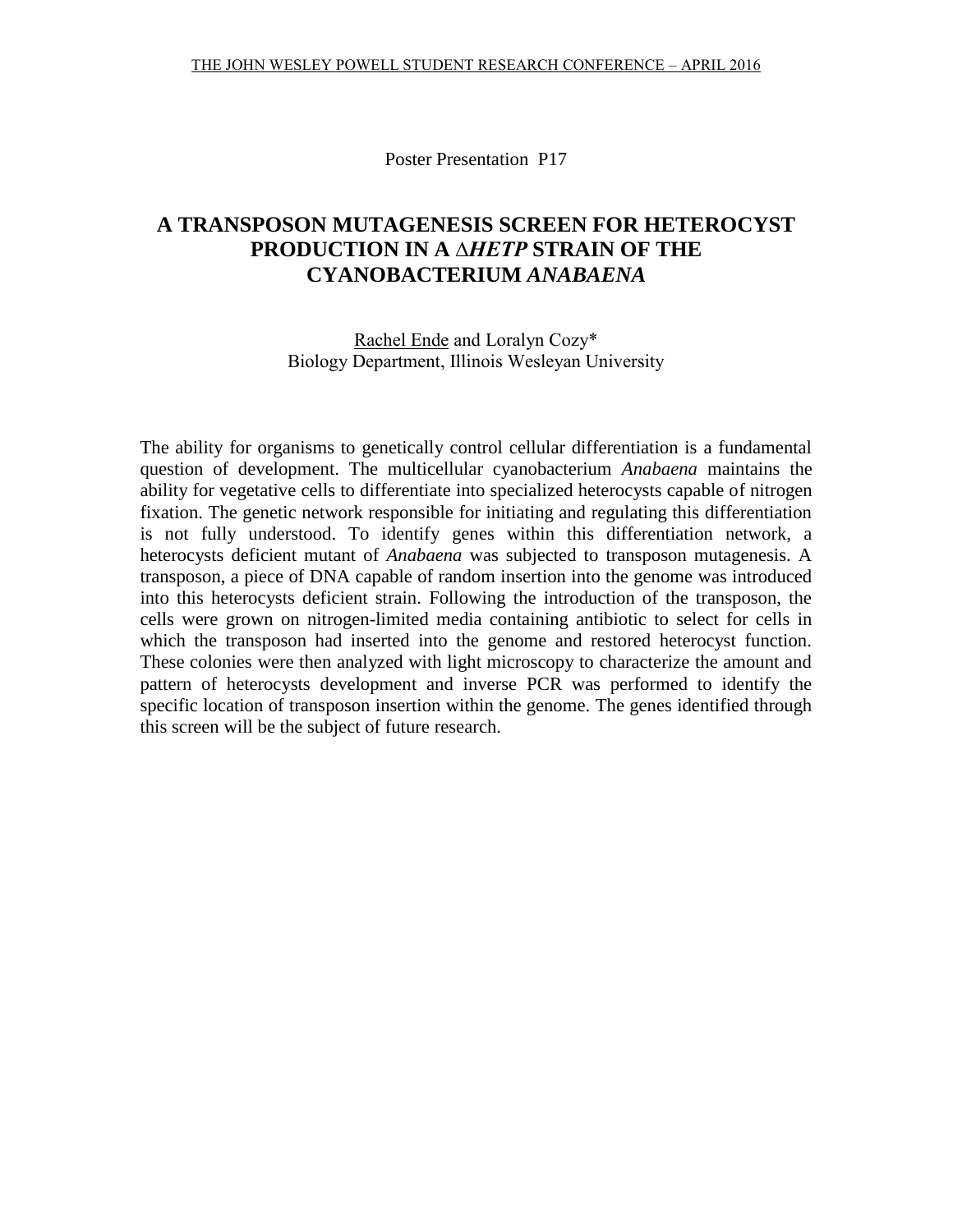Poster Presentation P17

# A TRANSPOSON MUTAGENESIS SCREEN FOR HETEROCYST PRODUCTION IN A ∆*HETP* STRAIN OF THE CYANOBACTERIUM *ANABAENA*

Rachel Ende and Loralyn Cozy*
Biology Department, Illinois Wesleyan University

The ability for organisms to genetically control cellular differentiation is a fundamental question of development. The multicellular cyanobacterium *Anabaena* maintains the ability for vegetative cells to differentiate into specialized heterocysts capable of nitrogen fixation. The genetic network responsible for initiating and regulating this differentiation is not fully understood. To identify genes within this differentiation network, a heterocysts deficient mutant of *Anabaena* was subjected to transposon mutagenesis. A transposon, a piece of DNA capable of random insertion into the genome was introduced into this heterocysts deficient strain. Following the introduction of the transposon, the cells were grown on nitrogen-limited media containing antibiotic to select for cells in which the transposon had inserted into the genome and restored heterocyst function. These colonies were then analyzed with light microscopy to characterize the amount and pattern of heterocysts development and inverse PCR was performed to identify the specific location of transposon insertion within the genome. The genes identified through this screen will be the subject of future research.